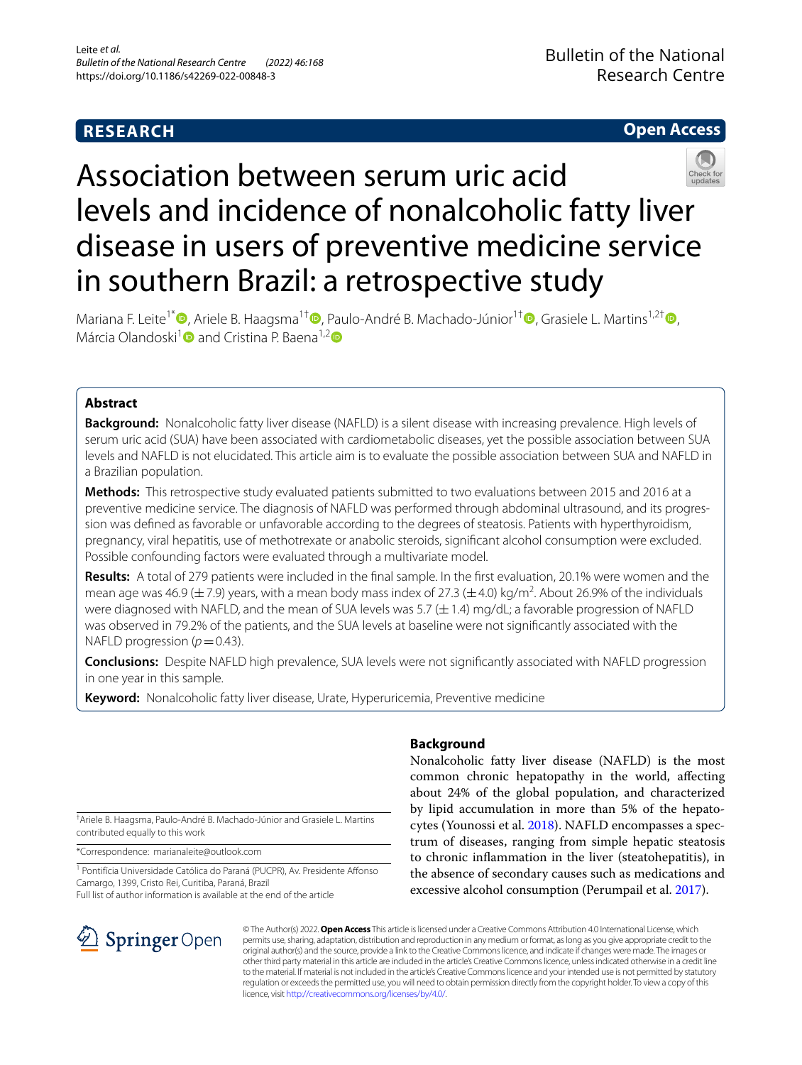RESEARCH

Open Access

# Association between serum uric acid levels and incidence of nonalcoholic fatty liver disease in users of preventive medicine service in southern Brazil: a retrospective study

Mariana F. Leite[1*], Ariele B. Haagsma[1†], Paulo-André B. Machado-Júnior[1†], Grasiele L. Martins[1,2†], Márcia Olandoski[1] and Cristina P. Baena[1,2]

## Abstract

**Background:** Nonalcoholic fatty liver disease (NAFLD) is a silent disease with increasing prevalence. High levels of serum uric acid (SUA) have been associated with cardiometabolic diseases, yet the possible association between SUA levels and NAFLD is not elucidated. This article aim is to evaluate the possible association between SUA and NAFLD in a Brazilian population.

**Methods:** This retrospective study evaluated patients submitted to two evaluations between 2015 and 2016 at a preventive medicine service. The diagnosis of NAFLD was performed through abdominal ultrasound, and its progression was defined as favorable or unfavorable according to the degrees of steatosis. Patients with hyperthyroidism, pregnancy, viral hepatitis, use of methotrexate or anabolic steroids, significant alcohol consumption were excluded. Possible confounding factors were evaluated through a multivariate model.

**Results:** A total of 279 patients were included in the final sample. In the first evaluation, 20.1% were women and the mean age was 46.9 (±7.9) years, with a mean body mass index of 27.3 (±4.0) kg/m$^2$. About 26.9% of the individuals were diagnosed with NAFLD, and the mean of SUA levels was 5.7 (±1.4) mg/dL; a favorable progression of NAFLD was observed in 79.2% of the patients, and the SUA levels at baseline were not significantly associated with the NAFLD progression ($p = 0.43$).

**Conclusions:** Despite NAFLD high prevalence, SUA levels were not significantly associated with NAFLD progression in one year in this sample.

**Keyword:** Nonalcoholic fatty liver disease, Urate, Hyperuricemia, Preventive medicine

## Background

Nonalcoholic fatty liver disease (NAFLD) is the most common chronic hepatopathy in the world, affecting about 24% of the global population, and characterized by lipid accumulation in more than 5% of the hepatocytes (Younossi et al. 2018). NAFLD encompasses a spectrum of diseases, ranging from simple hepatic steatosis to chronic inflammation in the liver (steatohepatitis), in the absence of secondary causes such as medications and excessive alcohol consumption (Perumpail et al. 2017).

[†]Ariele B. Haagsma, Paulo-André B. Machado-Júnior and Grasiele L. Martins contributed equally to this work

*Correspondence: marianaleite@outlook.com

[1] Pontifícia Universidade Católica do Paraná (PUCPR), Av. Presidente Affonso Camargo, 1399, Cristo Rei, Curitiba, Paraná, Brazil

Full list of author information is available at the end of the article

© The Author(s) 2022. **Open Access** This article is licensed under a Creative Commons Attribution 4.0 International License, which permits use, sharing, adaptation, distribution and reproduction in any medium or format, as long as you give appropriate credit to the original author(s) and the source, provide a link to the Creative Commons licence, and indicate if changes were made. The images or other third party material in this article are included in the article's Creative Commons licence, unless indicated otherwise in a credit line to the material. If material is not included in the article's Creative Commons licence and your intended use is not permitted by statutory regulation or exceeds the permitted use, you will need to obtain permission directly from the copyright holder. To view a copy of this licence, visit http://creativecommons.org/licenses/by/4.0/.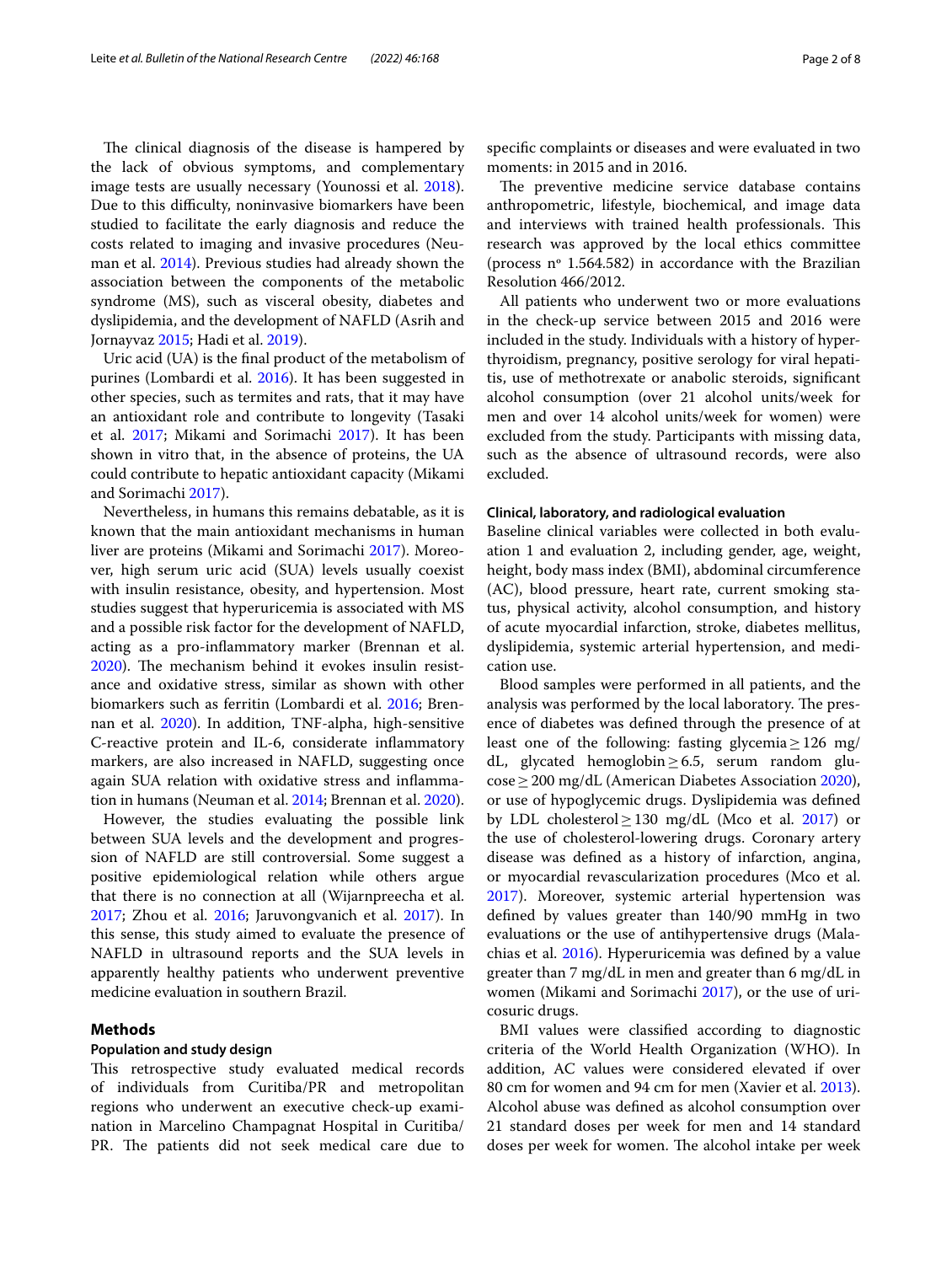The clinical diagnosis of the disease is hampered by the lack of obvious symptoms, and complementary image tests are usually necessary (Younossi et al. 2018). Due to this difficulty, noninvasive biomarkers have been studied to facilitate the early diagnosis and reduce the costs related to imaging and invasive procedures (Neuman et al. 2014). Previous studies had already shown the association between the components of the metabolic syndrome (MS), such as visceral obesity, diabetes and dyslipidemia, and the development of NAFLD (Asrih and Jornayvaz 2015; Hadi et al. 2019).

Uric acid (UA) is the final product of the metabolism of purines (Lombardi et al. 2016). It has been suggested in other species, such as termites and rats, that it may have an antioxidant role and contribute to longevity (Tasaki et al. 2017; Mikami and Sorimachi 2017). It has been shown in vitro that, in the absence of proteins, the UA could contribute to hepatic antioxidant capacity (Mikami and Sorimachi 2017).

Nevertheless, in humans this remains debatable, as it is known that the main antioxidant mechanisms in human liver are proteins (Mikami and Sorimachi 2017). Moreover, high serum uric acid (SUA) levels usually coexist with insulin resistance, obesity, and hypertension. Most studies suggest that hyperuricemia is associated with MS and a possible risk factor for the development of NAFLD, acting as a pro-inflammatory marker (Brennan et al. 2020). The mechanism behind it evokes insulin resistance and oxidative stress, similar as shown with other biomarkers such as ferritin (Lombardi et al. 2016; Brennan et al. 2020). In addition, TNF-alpha, high-sensitive C-reactive protein and IL-6, considerate inflammatory markers, are also increased in NAFLD, suggesting once again SUA relation with oxidative stress and inflammation in humans (Neuman et al. 2014; Brennan et al. 2020).

However, the studies evaluating the possible link between SUA levels and the development and progression of NAFLD are still controversial. Some suggest a positive epidemiological relation while others argue that there is no connection at all (Wijarnpreecha et al. 2017; Zhou et al. 2016; Jaruvongvanich et al. 2017). In this sense, this study aimed to evaluate the presence of NAFLD in ultrasound reports and the SUA levels in apparently healthy patients who underwent preventive medicine evaluation in southern Brazil.

## Methods

### Population and study design

This retrospective study evaluated medical records of individuals from Curitiba/PR and metropolitan regions who underwent an executive check-up examination in Marcelino Champagnat Hospital in Curitiba/PR. The patients did not seek medical care due to specific complaints or diseases and were evaluated in two moments: in 2015 and in 2016.

The preventive medicine service database contains anthropometric, lifestyle, biochemical, and image data and interviews with trained health professionals. This research was approved by the local ethics committee (process nº 1.564.582) in accordance with the Brazilian Resolution 466/2012.

All patients who underwent two or more evaluations in the check-up service between 2015 and 2016 were included in the study. Individuals with a history of hyperthyroidism, pregnancy, positive serology for viral hepatitis, use of methotrexate or anabolic steroids, significant alcohol consumption (over 21 alcohol units/week for men and over 14 alcohol units/week for women) were excluded from the study. Participants with missing data, such as the absence of ultrasound records, were also excluded.

### Clinical, laboratory, and radiological evaluation

Baseline clinical variables were collected in both evaluation 1 and evaluation 2, including gender, age, weight, height, body mass index (BMI), abdominal circumference (AC), blood pressure, heart rate, current smoking status, physical activity, alcohol consumption, and history of acute myocardial infarction, stroke, diabetes mellitus, dyslipidemia, systemic arterial hypertension, and medication use.

Blood samples were performed in all patients, and the analysis was performed by the local laboratory. The presence of diabetes was defined through the presence of at least one of the following: fasting glycemia $\geq 126$ mg/dL, glycated hemoglobin $\geq 6.5$, serum random glucose $\geq 200$ mg/dL (American Diabetes Association 2020), or use of hypoglycemic drugs. Dyslipidemia was defined by LDL cholesterol $\geq 130$ mg/dL (Mco et al. 2017) or the use of cholesterol-lowering drugs. Coronary artery disease was defined as a history of infarction, angina, or myocardial revascularization procedures (Mco et al. 2017). Moreover, systemic arterial hypertension was defined by values greater than 140/90 mmHg in two evaluations or the use of antihypertensive drugs (Malachias et al. 2016). Hyperuricemia was defined by a value greater than 7 mg/dL in men and greater than 6 mg/dL in women (Mikami and Sorimachi 2017), or the use of uricosuric drugs.

BMI values were classified according to diagnostic criteria of the World Health Organization (WHO). In addition, AC values were considered elevated if over 80 cm for women and 94 cm for men (Xavier et al. 2013). Alcohol abuse was defined as alcohol consumption over 21 standard doses per week for men and 14 standard doses per week for women. The alcohol intake per week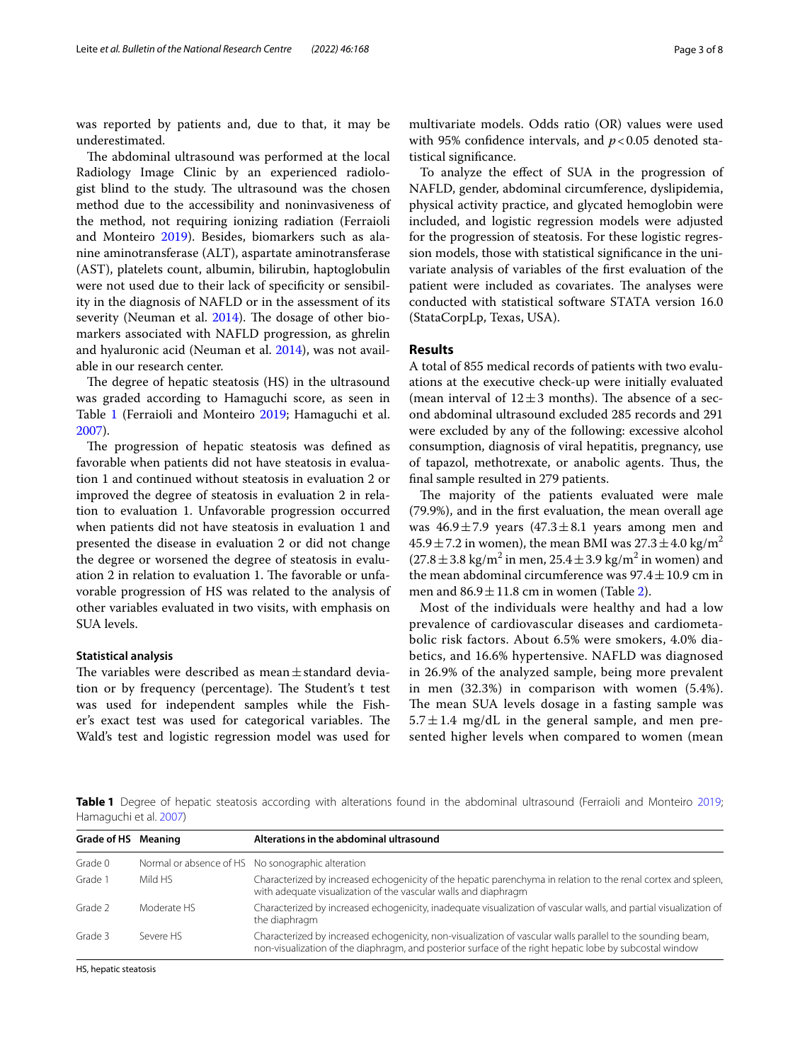was reported by patients and, due to that, it may be underestimated.

The abdominal ultrasound was performed at the local Radiology Image Clinic by an experienced radiologist blind to the study. The ultrasound was the chosen method due to the accessibility and noninvasiveness of the method, not requiring ionizing radiation (Ferraioli and Monteiro 2019). Besides, biomarkers such as alanine aminotransferase (ALT), aspartate aminotransferase (AST), platelets count, albumin, bilirubin, haptoglobulin were not used due to their lack of specificity or sensibility in the diagnosis of NAFLD or in the assessment of its severity (Neuman et al. 2014). The dosage of other biomarkers associated with NAFLD progression, as ghrelin and hyaluronic acid (Neuman et al. 2014), was not available in our research center.

The degree of hepatic steatosis (HS) in the ultrasound was graded according to Hamaguchi score, as seen in Table 1 (Ferraioli and Monteiro 2019; Hamaguchi et al. 2007).

The progression of hepatic steatosis was defined as favorable when patients did not have steatosis in evaluation 1 and continued without steatosis in evaluation 2 or improved the degree of steatosis in evaluation 2 in relation to evaluation 1. Unfavorable progression occurred when patients did not have steatosis in evaluation 1 and presented the disease in evaluation 2 or did not change the degree or worsened the degree of steatosis in evaluation 2 in relation to evaluation 1. The favorable or unfavorable progression of HS was related to the analysis of other variables evaluated in two visits, with emphasis on SUA levels.

### Statistical analysis

The variables were described as mean ± standard deviation or by frequency (percentage). The Student's t test was used for independent samples while the Fisher's exact test was used for categorical variables. The Wald's test and logistic regression model was used for multivariate models. Odds ratio (OR) values were used with 95% confidence intervals, and $p<0.05$ denoted statistical significance.

To analyze the effect of SUA in the progression of NAFLD, gender, abdominal circumference, dyslipidemia, physical activity practice, and glycated hemoglobin were included, and logistic regression models were adjusted for the progression of steatosis. For these logistic regression models, those with statistical significance in the univariate analysis of variables of the first evaluation of the patient were included as covariates. The analyses were conducted with statistical software STATA version 16.0 (StataCorpLp, Texas, USA).

## Results

A total of 855 medical records of patients with two evaluations at the executive check-up were initially evaluated (mean interval of 12 ± 3 months). The absence of a second abdominal ultrasound excluded 285 records and 291 were excluded by any of the following: excessive alcohol consumption, diagnosis of viral hepatitis, pregnancy, use of tapazol, methotrexate, or anabolic agents. Thus, the final sample resulted in 279 patients.

The majority of the patients evaluated were male (79.9%), and in the first evaluation, the mean overall age was 46.9 ± 7.9 years (47.3 ± 8.1 years among men and 45.9 ± 7.2 in women), the mean BMI was 27.3 ± 4.0 $kg/m^2$ (27.8 ± 3.8 $kg/m^2$ in men, 25.4 ± 3.9 $kg/m^2$ in women) and the mean abdominal circumference was 97.4 ± 10.9 cm in men and 86.9 ± 11.8 cm in women (Table 2).

Most of the individuals were healthy and had a low prevalence of cardiovascular diseases and cardiometabolic risk factors. About 6.5% were smokers, 4.0% diabetics, and 16.6% hypertensive. NAFLD was diagnosed in 26.9% of the analyzed sample, being more prevalent in men (32.3%) in comparison with women (5.4%). The mean SUA levels dosage in a fasting sample was 5.7 ± 1.4 mg/dL in the general sample, and men presented higher levels when compared to women (mean

**Table 1** Degree of hepatic steatosis according with alterations found in the abdominal ultrasound (Ferraioli and Monteiro 2019; Hamaguchi et al. 2007)

| Grade of HS | Meaning | Alterations in the abdominal ultrasound |
|---|---|---|
| Grade 0 | Normal or absence of HS | No sonographic alteration |
| Grade 1 | Mild HS | Charactherized by increased echogenicity of the hepatic parenchyma in relation to the renal cortex and spleen, with adequate visualization of the vascular walls and diaphragm |
| Grade 2 | Moderate HS | Charactherized by increased echogenicity, inadequate visualization of vascular walls, and partial visualization of the diaphragm |
| Grade 3 | Severe HS | Charactherized by increased echogenicity, non-visualization of vascular walls parallel to the sounding beam, non-visualization of the diaphragm, and posterior surface of the right hepatic lobe by subcostal window |

HS, hepatic steatosis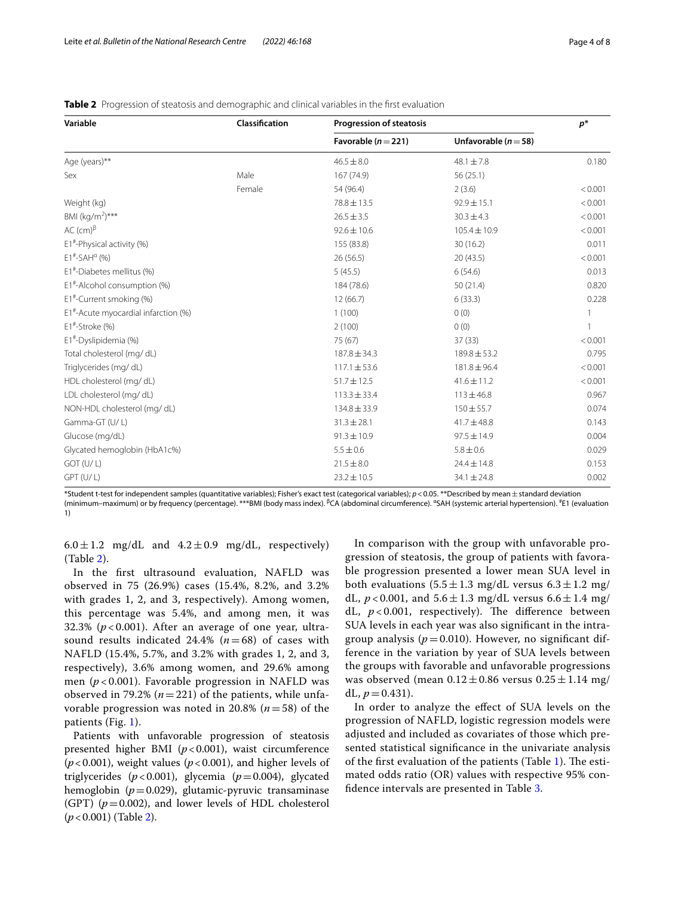**Table 2** Progression of steatosis and demographic and clinical variables in the first evaluation

| Variable | Classification | Progression of steatosis | | $p$* |
|---|---|---|---|---|
| | | Favorable ($n=221$) | Unfavorable ($n=58$) | |
| Age (years)** | | 46.5 ± 8.0 | 48.1 ± 7.8 | 0.180 |
| Sex | Male | 167 (74.9) | 56 (25.1) | |
| | Female | 54 (96.4) | 2 (3.6) | < 0.001 |
| Weight (kg) | | 78.8 ± 13.5 | 92.9 ± 15.1 | < 0.001 |
| BMI (kg/m$^2$)*** | | 26.5 ± 3.5 | 30.3 ± 4.3 | < 0.001 |
| AC (cm)[β] | | 92.6 ± 10.6 | 105.4 ± 10.9 | < 0.001 |
| E1[#]-Physical activity (%) | | 155 (83.8) | 30 (16.2) | 0.011 |
| E1[#]-SAH[α] (%) | | 26 (56.5) | 20 (43.5) | < 0.001 |
| E1[#]-Diabetes mellitus (%) | | 5 (45.5) | 6 (54.6) | 0.013 |
| E1[#]-Alcohol consumption (%) | | 184 (78.6) | 50 (21.4) | 0.820 |
| E1[#]-Current smoking (%) | | 12 (66.7) | 6 (33.3) | 0.228 |
| E1[#]-Acute myocardial infarction (%) | | 1 (100) | 0 (0) | 1 |
| E1[#]-Stroke (%) | | 2 (100) | 0 (0) | 1 |
| E1[#]-Dyslipidemia (%) | | 75 (67) | 37 (33) | < 0.001 |
| Total cholesterol (mg/ dL) | | 187.8 ± 34.3 | 189.8 ± 53.2 | 0.795 |
| Triglycerides (mg/ dL) | | 117.1 ± 53.6 | 181.8 ± 96.4 | < 0.001 |
| HDL cholesterol (mg/ dL) | | 51.7 ± 12.5 | 41.6 ± 11.2 | < 0.001 |
| LDL cholesterol (mg/ dL) | | 113.3 ± 33.4 | 113 ± 46.8 | 0.967 |
| NON-HDL cholesterol (mg/ dL) | | 134.8 ± 33.9 | 150 ± 55.7 | 0.074 |
| Gamma-GT (U/ L) | | 31.3 ± 28.1 | 41.7 ± 48.8 | 0.143 |
| Glucose (mg/dL) | | 91.3 ± 10.9 | 97.5 ± 14.9 | 0.004 |
| Glycated hemoglobin (HbA1c%) | | 5.5 ± 0.6 | 5.8 ± 0.6 | 0.029 |
| GOT (U/ L) | | 21.5 ± 8.0 | 24.4 ± 14.8 | 0.153 |
| GPT (U/ L) | | 23.2 ± 10.5 | 34.1 ± 24.8 | 0.002 |

*Student t-test for independent samples (quantitative variables); Fisher's exact test (categorical variables); $p < 0.05$. **Described by mean ± standard deviation (minimum–maximum) or by frequency (percentage). ***BMI (body mass index). [β]CA (abdominal circumference). [α]SAH (systemic arterial hypertension). [#]E1 (evaluation 1)

6.0 ± 1.2 mg/dL and 4.2 ± 0.9 mg/dL, respectively) (Table 2).

In the first ultrasound evaluation, NAFLD was observed in 75 (26.9%) cases (15.4%, 8.2%, and 3.2% with grades 1, 2, and 3, respectively). Among women, this percentage was 5.4%, and among men, it was 32.3% ($p < 0.001$). After an average of one year, ultrasound results indicated 24.4% ($n = 68$) of cases with NAFLD (15.4%, 5.7%, and 3.2% with grades 1, 2, and 3, respectively), 3.6% among women, and 29.6% among men ($p < 0.001$). Favorable progression in NAFLD was observed in 79.2% ($n = 221$) of the patients, while unfavorable progression was noted in 20.8% ($n = 58$) of the patients (Fig. 1).

Patients with unfavorable progression of steatosis presented higher BMI ($p < 0.001$), waist circumference ($p < 0.001$), weight values ($p < 0.001$), and higher levels of triglycerides ($p < 0.001$), glycemia ($p = 0.004$), glycated hemoglobin ($p = 0.029$), glutamic-pyruvic transaminase (GPT) ($p = 0.002$), and lower levels of HDL cholesterol ($p < 0.001$) (Table 2).

In comparison with the group with unfavorable progression of steatosis, the group of patients with favorable progression presented a lower mean SUA level in both evaluations (5.5 ± 1.3 mg/dL versus 6.3 ± 1.2 mg/dL, $p < 0.001$, and 5.6 ± 1.3 mg/dL versus 6.6 ± 1.4 mg/dL, $p < 0.001$, respectively). The difference between SUA levels in each year was also significant in the intragroup analysis ($p = 0.010$). However, no significant difference in the variation by year of SUA levels between the groups with favorable and unfavorable progressions was observed (mean 0.12 ± 0.86 versus 0.25 ± 1.14 mg/dL, $p = 0.431$).

In order to analyze the effect of SUA levels on the progression of NAFLD, logistic regression models were adjusted and included as covariates of those which presented statistical significance in the univariate analysis of the first evaluation of the patients (Table 1). The estimated odds ratio (OR) values with respective 95% confidence intervals are presented in Table 3.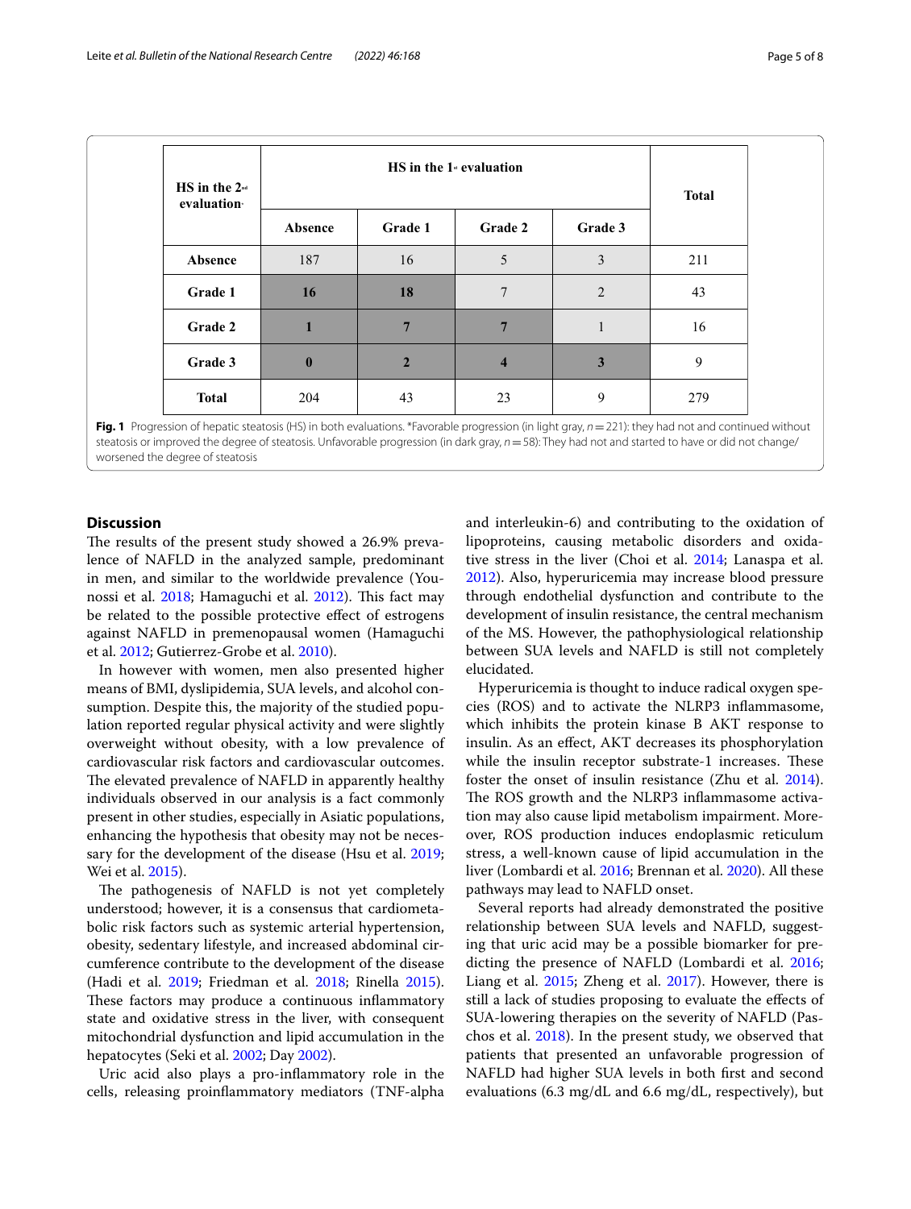| HS in the 2nd evaluation* | HS in the 1st evaluation | | | | Total |
|---|---|---|---|---|---|
| | Absence | Grade 1 | Grade 2 | Grade 3 | |
| Absence | 187 | 16 | 5 | 3 | 211 |
| Grade 1 | **16** | **18** | 7 | 2 | 43 |
| Grade 2 | **1** | **7** | **7** | 1 | 16 |
| Grade 3 | **0** | **2** | **4** | **3** | 9 |
| Total | 204 | 43 | 23 | 9 | 279 |

**Fig. 1** Progression of hepatic steatosis (HS) in both evaluations. *Favorable progression (in light gray, $n = 221$): they had not and continued without steatosis or improved the degree of steatosis. Unfavorable progression (in dark gray, $n = 58$): They had not and started to have or did not change/worsened the degree of steatosis

## Discussion

The results of the present study showed a 26.9% prevalence of NAFLD in the analyzed sample, predominant in men, and similar to the worldwide prevalence (Younossi et al. 2018; Hamaguchi et al. 2012). This fact may be related to the possible protective effect of estrogens against NAFLD in premenopausal women (Hamaguchi et al. 2012; Gutierrez-Grobe et al. 2010).

In however with women, men also presented higher means of BMI, dyslipidemia, SUA levels, and alcohol consumption. Despite this, the majority of the studied population reported regular physical activity and were slightly overweight without obesity, with a low prevalence of cardiovascular risk factors and cardiovascular outcomes. The elevated prevalence of NAFLD in apparently healthy individuals observed in our analysis is a fact commonly present in other studies, especially in Asiatic populations, enhancing the hypothesis that obesity may not be necessary for the development of the disease (Hsu et al. 2019; Wei et al. 2015).

The pathogenesis of NAFLD is not yet completely understood; however, it is a consensus that cardiometabolic risk factors such as systemic arterial hypertension, obesity, sedentary lifestyle, and increased abdominal circumference contribute to the development of the disease (Hadi et al. 2019; Friedman et al. 2018; Rinella 2015). These factors may produce a continuous inflammatory state and oxidative stress in the liver, with consequent mitochondrial dysfunction and lipid accumulation in the hepatocytes (Seki et al. 2002; Day 2002).

Uric acid also plays a pro-inflammatory role in the cells, releasing proinflammatory mediators (TNF-alpha and interleukin-6) and contributing to the oxidation of lipoproteins, causing metabolic disorders and oxidative stress in the liver (Choi et al. 2014; Lanaspa et al. 2012). Also, hyperuricemia may increase blood pressure through endothelial dysfunction and contribute to the development of insulin resistance, the central mechanism of the MS. However, the pathophysiological relationship between SUA levels and NAFLD is still not completely elucidated.

Hyperuricemia is thought to induce radical oxygen species (ROS) and to activate the NLRP3 inflammasome, which inhibits the protein kinase B AKT response to insulin. As an effect, AKT decreases its phosphorylation while the insulin receptor substrate-1 increases. These foster the onset of insulin resistance (Zhu et al. 2014). The ROS growth and the NLRP3 inflammasome activation may also cause lipid metabolism impairment. Moreover, ROS production induces endoplasmic reticulum stress, a well-known cause of lipid accumulation in the liver (Lombardi et al. 2016; Brennan et al. 2020). All these pathways may lead to NAFLD onset.

Several reports had already demonstrated the positive relationship between SUA levels and NAFLD, suggesting that uric acid may be a possible biomarker for predicting the presence of NAFLD (Lombardi et al. 2016; Liang et al. 2015; Zheng et al. 2017). However, there is still a lack of studies proposing to evaluate the effects of SUA-lowering therapies on the severity of NAFLD (Paschos et al. 2018). In the present study, we observed that patients that presented an unfavorable progression of NAFLD had higher SUA levels in both first and second evaluations (6.3 mg/dL and 6.6 mg/dL, respectively), but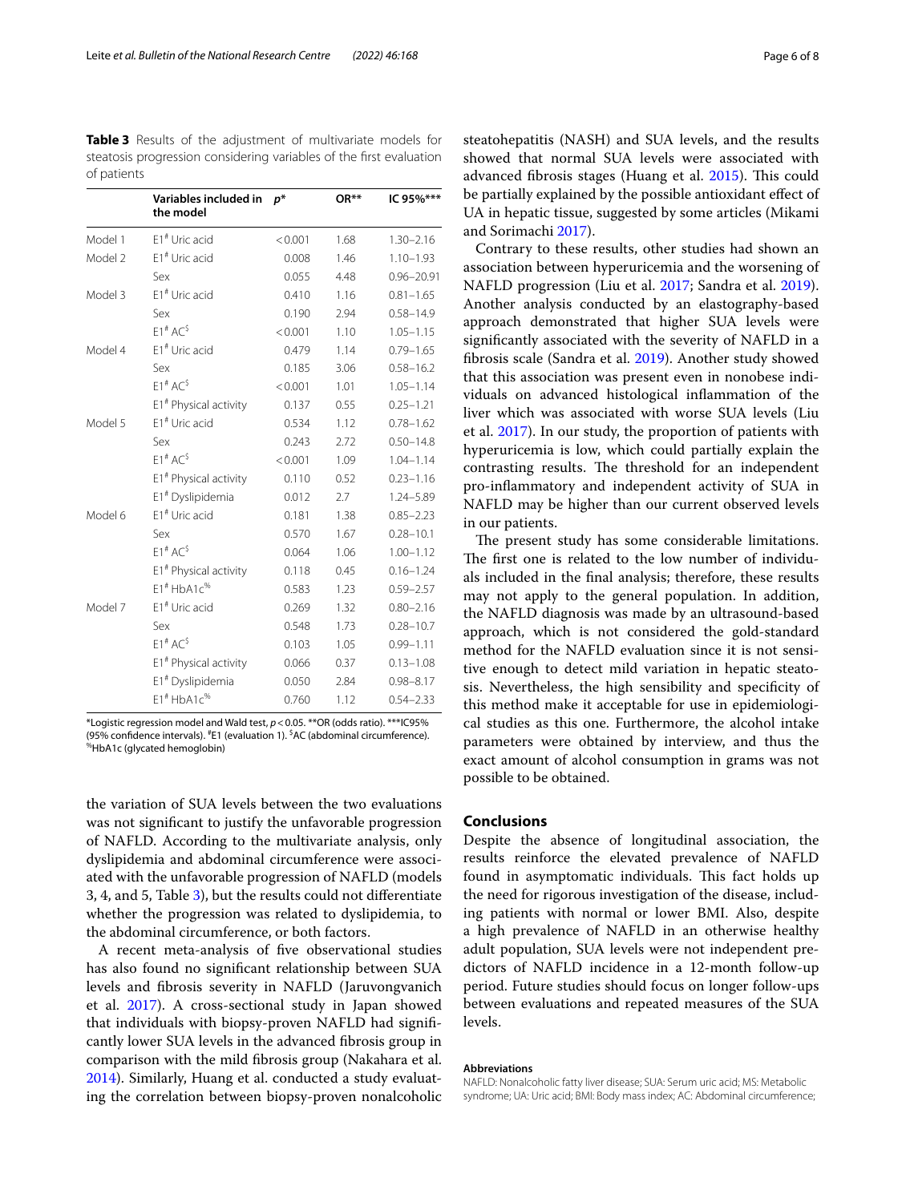**Table 3** Results of the adjustment of multivariate models for steatosis progression considering variables of the first evaluation of patients

| | Variables included in the model | p* | OR** | IC 95%*** |
|---|---|---|---|---|
| Model 1 | E1# Uric acid | < 0.001 | 1.68 | 1.30–2.16 |
| Model 2 | E1# Uric acid | 0.008 | 1.46 | 1.10–1.93 |
| | Sex | 0.055 | 4.48 | 0.96–20.91 |
| Model 3 | E1# Uric acid | 0.410 | 1.16 | 0.81–1.65 |
| | Sex | 0.190 | 2.94 | 0.58–14.9 |
| | E1# AC$ | < 0.001 | 1.10 | 1.05–1.15 |
| Model 4 | E1# Uric acid | 0.479 | 1.14 | 0.79–1.65 |
| | Sex | 0.185 | 3.06 | 0.58–16.2 |
| | E1# AC$ | < 0.001 | 1.01 | 1.05–1.14 |
| | E1# Physical activity | 0.137 | 0.55 | 0.25–1.21 |
| Model 5 | E1# Uric acid | 0.534 | 1.12 | 0.78–1.62 |
| | Sex | 0.243 | 2.72 | 0.50–14.8 |
| | E1# AC$ | < 0.001 | 1.09 | 1.04–1.14 |
| | E1# Physical activity | 0.110 | 0.52 | 0.23–1.16 |
| | E1# Dyslipidemia | 0.012 | 2.7 | 1.24–5.89 |
| Model 6 | E1# Uric acid | 0.181 | 1.38 | 0.85–2.23 |
| | Sex | 0.570 | 1.67 | 0.28–10.1 |
| | E1# AC$ | 0.064 | 1.06 | 1.00–1.12 |
| | E1# Physical activity | 0.118 | 0.45 | 0.16–1.24 |
| | E1# HbA1c% | 0.583 | 1.23 | 0.59–2.57 |
| Model 7 | E1# Uric acid | 0.269 | 1.32 | 0.80–2.16 |
| | Sex | 0.548 | 1.73 | 0.28–10.7 |
| | E1# AC$ | 0.103 | 1.05 | 0.99–1.11 |
| | E1# Physical activity | 0.066 | 0.37 | 0.13–1.08 |
| | E1# Dyslipidemia | 0.050 | 2.84 | 0.98–8.17 |
| | E1# HbA1c% | 0.760 | 1.12 | 0.54–2.33 |

*Logistic regression model and Wald test, $p < 0.05$. **OR (odds ratio). ***IC95% (95% confidence intervals). #E1 (evaluation 1). $AC (abdominal circumference). %HbA1c (glycated hemoglobin)

the variation of SUA levels between the two evaluations was not significant to justify the unfavorable progression of NAFLD. According to the multivariate analysis, only dyslipidemia and abdominal circumference were associated with the unfavorable progression of NAFLD (models 3, 4, and 5, Table 3), but the results could not differentiate whether the progression was related to dyslipidemia, to the abdominal circumference, or both factors.

A recent meta-analysis of five observational studies has also found no significant relationship between SUA levels and fibrosis severity in NAFLD (Jaruvongvanich et al. 2017). A cross-sectional study in Japan showed that individuals with biopsy-proven NAFLD had significantly lower SUA levels in the advanced fibrosis group in comparison with the mild fibrosis group (Nakahara et al. 2014). Similarly, Huang et al. conducted a study evaluating the correlation between biopsy-proven nonalcoholic steatohepatitis (NASH) and SUA levels, and the results showed that normal SUA levels were associated with advanced fibrosis stages (Huang et al. 2015). This could be partially explained by the possible antioxidant effect of UA in hepatic tissue, suggested by some articles (Mikami and Sorimachi 2017).

Contrary to these results, other studies had shown an association between hyperuricemia and the worsening of NAFLD progression (Liu et al. 2017; Sandra et al. 2019). Another analysis conducted by an elastography-based approach demonstrated that higher SUA levels were significantly associated with the severity of NAFLD in a fibrosis scale (Sandra et al. 2019). Another study showed that this association was present even in nonobese individuals on advanced histological inflammation of the liver which was associated with worse SUA levels (Liu et al. 2017). In our study, the proportion of patients with hyperuricemia is low, which could partially explain the contrasting results. The threshold for an independent pro-inflammatory and independent activity of SUA in NAFLD may be higher than our current observed levels in our patients.

The present study has some considerable limitations. The first one is related to the low number of individuals included in the final analysis; therefore, these results may not apply to the general population. In addition, the NAFLD diagnosis was made by an ultrasound-based approach, which is not considered the gold-standard method for the NAFLD evaluation since it is not sensitive enough to detect mild variation in hepatic steatosis. Nevertheless, the high sensibility and specificity of this method make it acceptable for use in epidemiological studies as this one. Furthermore, the alcohol intake parameters were obtained by interview, and thus the exact amount of alcohol consumption in grams was not possible to be obtained.

## Conclusions

Despite the absence of longitudinal association, the results reinforce the elevated prevalence of NAFLD found in asymptomatic individuals. This fact holds up the need for rigorous investigation of the disease, including patients with normal or lower BMI. Also, despite a high prevalence of NAFLD in an otherwise healthy adult population, SUA levels were not independent predictors of NAFLD incidence in a 12-month follow-up period. Future studies should focus on longer follow-ups between evaluations and repeated measures of the SUA levels.

#### Abbreviations

NAFLD: Nonalcoholic fatty liver disease; SUA: Serum uric acid; MS: Metabolic syndrome; UA: Uric acid; BMI: Body mass index; AC: Abdominal circumference;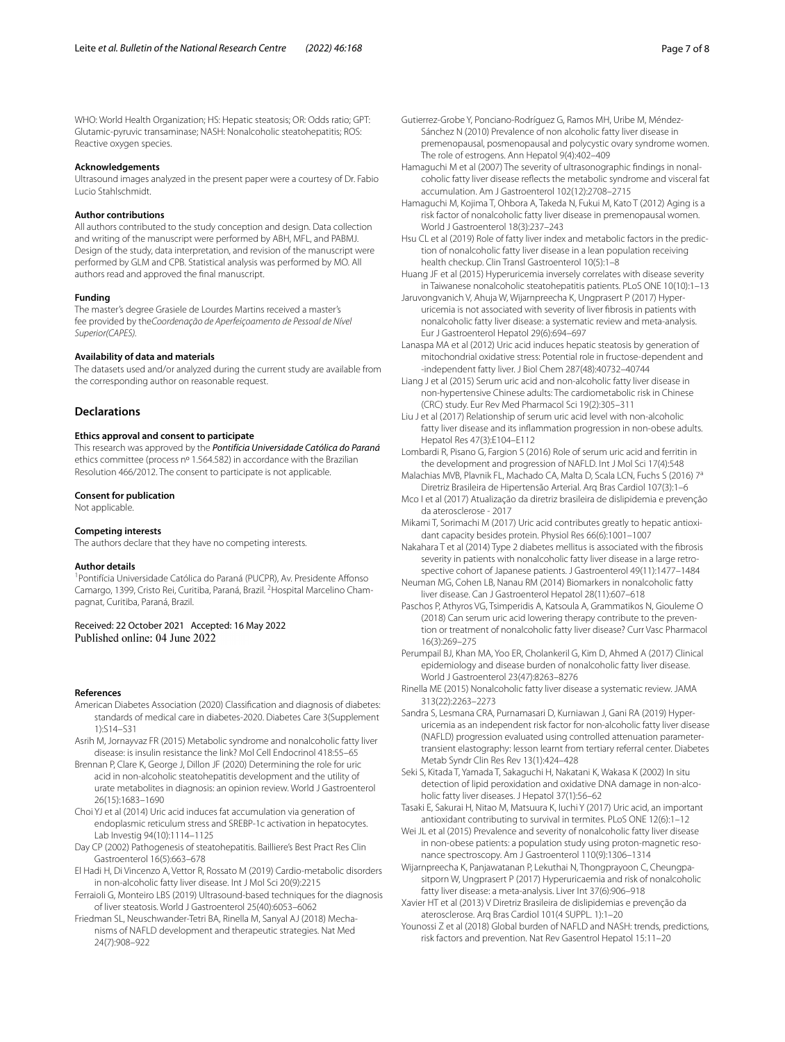WHO: World Health Organization; HS: Hepatic steatosis; OR: Odds ratio; GPT: Glutamic-pyruvic transaminase; NASH: Nonalcoholic steatohepatitis; ROS: Reactive oxygen species.

### Acknowledgements

Ultrasound images analyzed in the present paper were a courtesy of Dr. Fabio Lucio Stahlschmidt.

### Author contributions

All authors contributed to the study conception and design. Data collection and writing of the manuscript were performed by ABH, MFL, and PABMJ. Design of the study, data interpretation, and revision of the manuscript were performed by GLM and CPB. Statistical analysis was performed by MO. All authors read and approved the final manuscript.

### Funding

The master's degree Grasiele de Lourdes Martins received a master's fee provided by the*Coordenação de Aperfeiçoamento de Pessoal de Nível Superior(CAPES).*

### Availability of data and materials

The datasets used and/or analyzed during the current study are available from the corresponding author on reasonable request.

## Declarations

### Ethics approval and consent to participate

This research was approved by the ***Pontifícia Universidade Católica do Paraná*** ethics committee (process nº 1.564.582) in accordance with the Brazilian Resolution 466/2012. The consent to participate is not applicable.

### Consent for publication

Not applicable.

### Competing interests

The authors declare that they have no competing interests.

### Author details

[1]Pontifícia Universidade Católica do Paraná (PUCPR), Av. Presidente Affonso Camargo, 1399, Cristo Rei, Curitiba, Paraná, Brazil. [2]Hospital Marcelino Champagnat, Curitiba, Paraná, Brazil.

Received: 22 October 2021 Accepted: 16 May 2022
Published online: 04 June 2022

### References

American Diabetes Association (2020) Classification and diagnosis of diabetes: standards of medical care in diabetes-2020. Diabetes Care 3(Supplement 1):S14–S31

Asrih M, Jornayvaz FR (2015) Metabolic syndrome and nonalcoholic fatty liver disease: is insulin resistance the link? Mol Cell Endocrinol 418:55–65

Brennan P, Clare K, George J, Dillon JF (2020) Determining the role for uric acid in non-alcoholic steatohepatitis development and the utility of urate metabolites in diagnosis: an opinion review. World J Gastroenterol 26(15):1683–1690

Choi YJ et al (2014) Uric acid induces fat accumulation via generation of endoplasmic reticulum stress and SREBP-1c activation in hepatocytes. Lab Investig 94(10):1114–1125

Day CP (2002) Pathogenesis of steatohepatitis. Bailliere's Best Pract Res Clin Gastroenterol 16(5):663–678

El Hadi H, Di Vincenzo A, Vettor R, Rossato M (2019) Cardio-metabolic disorders in non-alcoholic fatty liver disease. Int J Mol Sci 20(9):2215

Ferraioli G, Monteiro LBS (2019) Ultrasound-based techniques for the diagnosis of liver steatosis. World J Gastroenterol 25(40):6053–6062

Friedman SL, Neuschwander-Tetri BA, Rinella M, Sanyal AJ (2018) Mechanisms of NAFLD development and therapeutic strategies. Nat Med 24(7):908–922

Gutierrez-Grobe Y, Ponciano-Rodríguez G, Ramos MH, Uribe M, Méndez-Sánchez N (2010) Prevalence of non alcoholic fatty liver disease in premenopausal, posmenopausal and polycystic ovary syndrome women. The role of estrogens. Ann Hepatol 9(4):402–409

Hamaguchi M et al (2007) The severity of ultrasonographic findings in nonalcoholic fatty liver disease reflects the metabolic syndrome and visceral fat accumulation. Am J Gastroenterol 102(12):2708–2715

Hamaguchi M, Kojima T, Ohbora A, Takeda N, Fukui M, Kato T (2012) Aging is a risk factor of nonalcoholic fatty liver disease in premenopausal women. World J Gastroenterol 18(3):237–243

Hsu CL et al (2019) Role of fatty liver index and metabolic factors in the prediction of nonalcoholic fatty liver disease in a lean population receiving health checkup. Clin Transl Gastroenterol 10(5):1–8

Huang JF et al (2015) Hyperuricemia inversely correlates with disease severity in Taiwanese nonalcoholic steatohepatitis patients. PLoS ONE 10(10):1–13

Jaruvongvanich V, Ahuja W, Wijarnpreecha K, Ungprasert P (2017) Hyperuricemia is not associated with severity of liver fibrosis in patients with nonalcoholic fatty liver disease: a systematic review and meta-analysis. Eur J Gastroenterol Hepatol 29(6):694–697

Lanaspa MA et al (2012) Uric acid induces hepatic steatosis by generation of mitochondrial oxidative stress: Potential role in fructose-dependent and -independent fatty liver. J Biol Chem 287(48):40732–40744

Liang J et al (2015) Serum uric acid and non-alcoholic fatty liver disease in non-hypertensive Chinese adults: The cardiometabolic risk in Chinese (CRC) study. Eur Rev Med Pharmacol Sci 19(2):305–311

Liu J et al (2017) Relationship of serum uric acid level with non-alcoholic fatty liver disease and its inflammation progression in non-obese adults. Hepatol Res 47(3):E104–E112

Lombardi R, Pisano G, Fargion S (2016) Role of serum uric acid and ferritin in the development and progression of NAFLD. Int J Mol Sci 17(4):548

Malachias MVB, Plavnik FL, Machado CA, Malta D, Scala LCN, Fuchs S (2016) 7ª Diretriz Brasileira de Hipertensão Arterial. Arq Bras Cardiol 107(3):1–6

Mco I et al (2017) Atualização da diretriz brasileira de dislipidemia e prevenção da aterosclerose - 2017

Mikami T, Sorimachi M (2017) Uric acid contributes greatly to hepatic antioxidant capacity besides protein. Physiol Res 66(6):1001–1007

Nakahara T et al (2014) Type 2 diabetes mellitus is associated with the fibrosis severity in patients with nonalcoholic fatty liver disease in a large retrospective cohort of Japanese patients. J Gastroenterol 49(11):1477–1484

Neuman MG, Cohen LB, Nanau RM (2014) Biomarkers in nonalcoholic fatty liver disease. Can J Gastroenterol Hepatol 28(11):607–618

Paschos P, Athyros VG, Tsimperidis A, Katsoula A, Grammatikos N, Giouleme O (2018) Can serum uric acid lowering therapy contribute to the prevention or treatment of nonalcoholic fatty liver disease? Curr Vasc Pharmacol 16(3):269–275

Perumpail BJ, Khan MA, Yoo ER, Cholankeril G, Kim D, Ahmed A (2017) Clinical epidemiology and disease burden of nonalcoholic fatty liver disease. World J Gastroenterol 23(47):8263–8276

Rinella ME (2015) Nonalcoholic fatty liver disease a systematic review. JAMA 313(22):2263–2273

Sandra S, Lesmana CRA, Purnamasari D, Kurniawan J, Gani RA (2019) Hyperuricemia as an independent risk factor for non-alcoholic fatty liver disease (NAFLD) progression evaluated using controlled attenuation parameter-transient elastography: lesson learnt from tertiary referral center. Diabetes Metab Syndr Clin Res Rev 13(1):424–428

Seki S, Kitada T, Yamada T, Sakaguchi H, Nakatani K, Wakasa K (2002) In situ detection of lipid peroxidation and oxidative DNA damage in non-alcoholic fatty liver diseases. J Hepatol 37(1):56–62

Tasaki E, Sakurai H, Nitao M, Matsuura K, Iuchi Y (2017) Uric acid, an important antioxidant contributing to survival in termites. PLoS ONE 12(6):1–12

Wei JL et al (2015) Prevalence and severity of nonalcoholic fatty liver disease in non-obese patients: a population study using proton-magnetic resonance spectroscopy. Am J Gastroenterol 110(9):1306–1314

Wijarnpreecha K, Panjawatanan P, Lekuthai N, Thongprayoon C, Cheungpasitporn W, Ungprasert P (2017) Hyperuricaemia and risk of nonalcoholic fatty liver disease: a meta-analysis. Liver Int 37(6):906–918

Xavier HT et al (2013) V Diretriz Brasileira de dislipidemias e prevenção da aterosclerose. Arq Bras Cardiol 101(4 SUPPL. 1):1–20

Younossi Z et al (2018) Global burden of NAFLD and NASH: trends, predictions, risk factors and prevention. Nat Rev Gasentrol Hepatol 15:11–20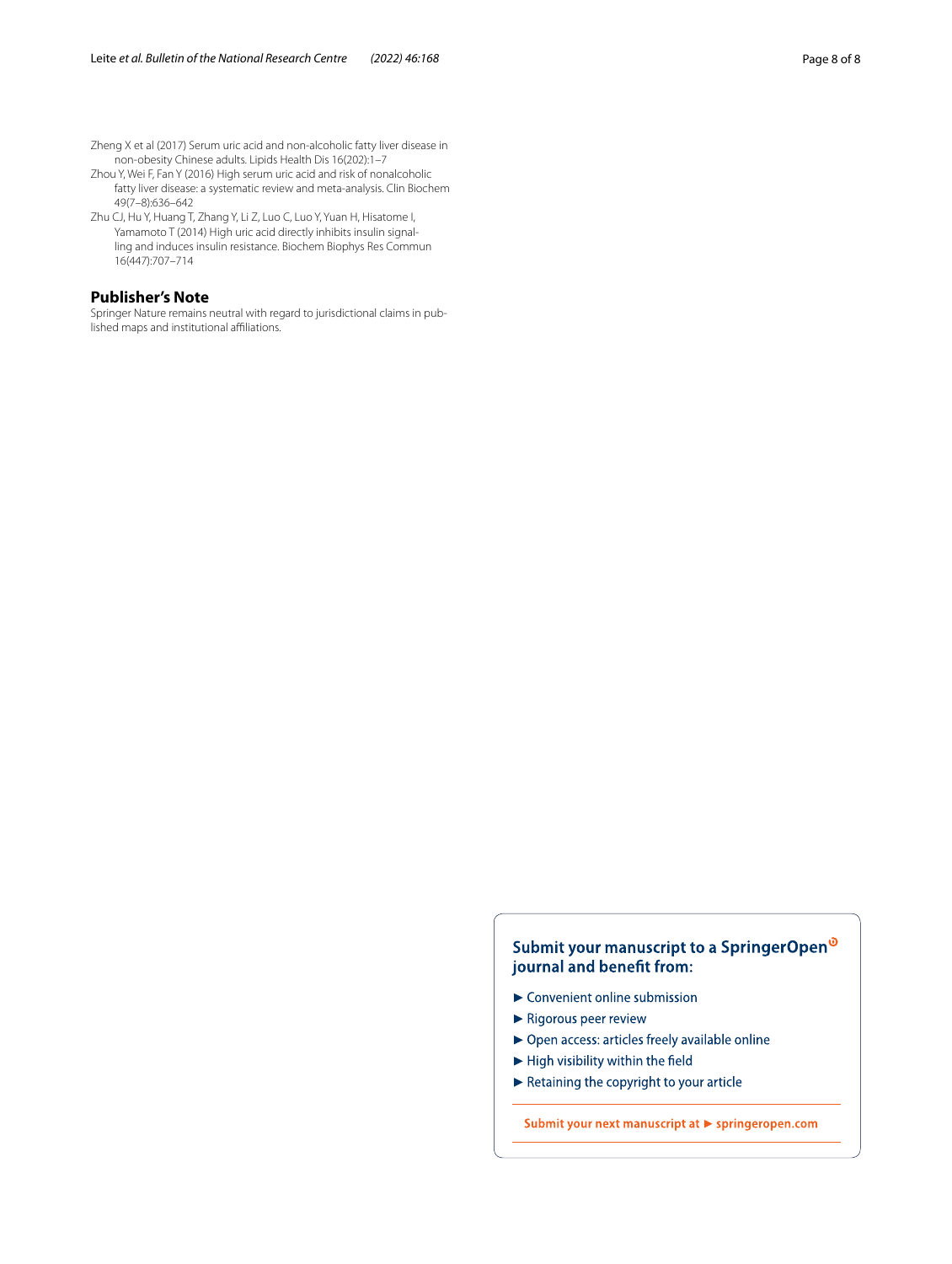Zheng X et al (2017) Serum uric acid and non-alcoholic fatty liver disease in non-obesity Chinese adults. Lipids Health Dis 16(202):1–7

Zhou Y, Wei F, Fan Y (2016) High serum uric acid and risk of nonalcoholic fatty liver disease: a systematic review and meta-analysis. Clin Biochem 49(7–8):636–642

Zhu CJ, Hu Y, Huang T, Zhang Y, Li Z, Luo C, Luo Y, Yuan H, Hisatome I, Yamamoto T (2014) High uric acid directly inhibits insulin signalling and induces insulin resistance. Biochem Biophys Res Commun 16(447):707–714

## Publisher's Note

Springer Nature remains neutral with regard to jurisdictional claims in published maps and institutional affiliations.

**Submit your manuscript to a SpringerOpen journal and benefit from:**

- ► Convenient online submission
- ► Rigorous peer review
- ► Open access: articles freely available online
- ► High visibility within the field
- ► Retaining the copyright to your article

**Submit your next manuscript at ► springeropen.com**